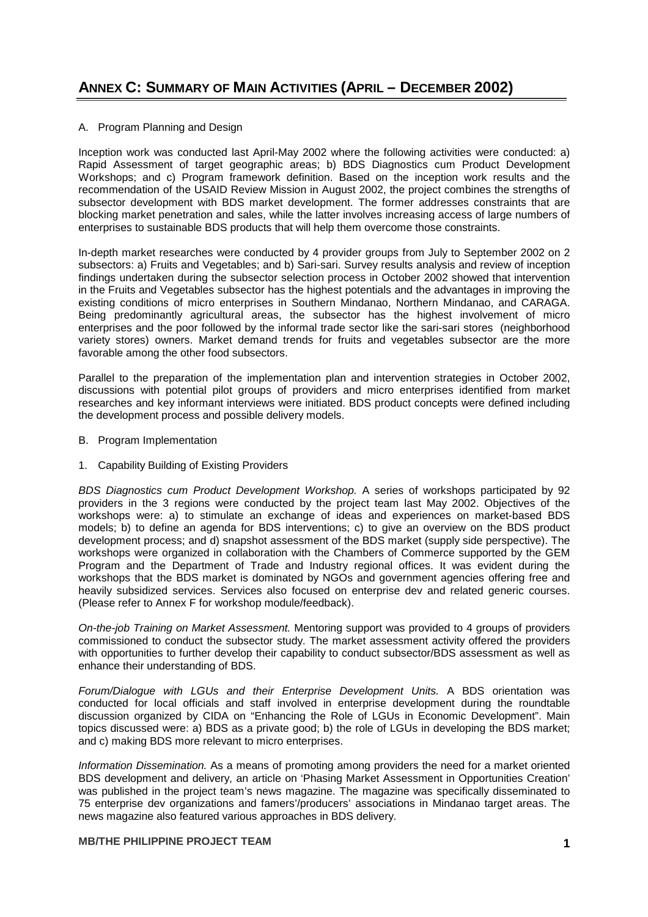# ANNEX C: SUMMARY OF MAIN ACTIVITIES (APRIL – DECEMBER 2002)

A. Program Planning and Design

Inception work was conducted last April-May 2002 where the following activities were conducted: a) Rapid Assessment of target geographic areas; b) BDS Diagnostics cum Product Development Workshops; and c) Program framework definition. Based on the inception work results and the recommendation of the USAID Review Mission in August 2002, the project combines the strengths of subsector development with BDS market development. The former addresses constraints that are blocking market penetration and sales, while the latter involves increasing access of large numbers of enterprises to sustainable BDS products that will help them overcome those constraints.

In-depth market researches were conducted by 4 provider groups from July to September 2002 on 2 subsectors: a) Fruits and Vegetables; and b) Sari-sari. Survey results analysis and review of inception findings undertaken during the subsector selection process in October 2002 showed that intervention in the Fruits and Vegetables subsector has the highest potentials and the advantages in improving the existing conditions of micro enterprises in Southern Mindanao, Northern Mindanao, and CARAGA. Being predominantly agricultural areas, the subsector has the highest involvement of micro enterprises and the poor followed by the informal trade sector like the sari-sari stores (neighborhood variety stores) owners. Market demand trends for fruits and vegetables subsector are the more favorable among the other food subsectors.

Parallel to the preparation of the implementation plan and intervention strategies in October 2002, discussions with potential pilot groups of providers and micro enterprises identified from market researches and key informant interviews were initiated. BDS product concepts were defined including the development process and possible delivery models.

B. Program Implementation

1. Capability Building of Existing Providers

*BDS Diagnostics cum Product Development Workshop.* A series of workshops participated by 92 providers in the 3 regions were conducted by the project team last May 2002. Objectives of the workshops were: a) to stimulate an exchange of ideas and experiences on market-based BDS models; b) to define an agenda for BDS interventions; c) to give an overview on the BDS product development process; and d) snapshot assessment of the BDS market (supply side perspective). The workshops were organized in collaboration with the Chambers of Commerce supported by the GEM Program and the Department of Trade and Industry regional offices. It was evident during the workshops that the BDS market is dominated by NGOs and government agencies offering free and heavily subsidized services. Services also focused on enterprise dev and related generic courses. (Please refer to Annex F for workshop module/feedback).

*On-the-job Training on Market Assessment.* Mentoring support was provided to 4 groups of providers commissioned to conduct the subsector study. The market assessment activity offered the providers with opportunities to further develop their capability to conduct subsector/BDS assessment as well as enhance their understanding of BDS.

*Forum/Dialogue with LGUs and their Enterprise Development Units.* A BDS orientation was conducted for local officials and staff involved in enterprise development during the roundtable discussion organized by CIDA on "Enhancing the Role of LGUs in Economic Development". Main topics discussed were: a) BDS as a private good; b) the role of LGUs in developing the BDS market; and c) making BDS more relevant to micro enterprises.

*Information Dissemination.* As a means of promoting among providers the need for a market oriented BDS development and delivery, an article on 'Phasing Market Assessment in Opportunities Creation' was published in the project team's news magazine. The magazine was specifically disseminated to 75 enterprise dev organizations and famers'/producers' associations in Mindanao target areas. The news magazine also featured various approaches in BDS delivery.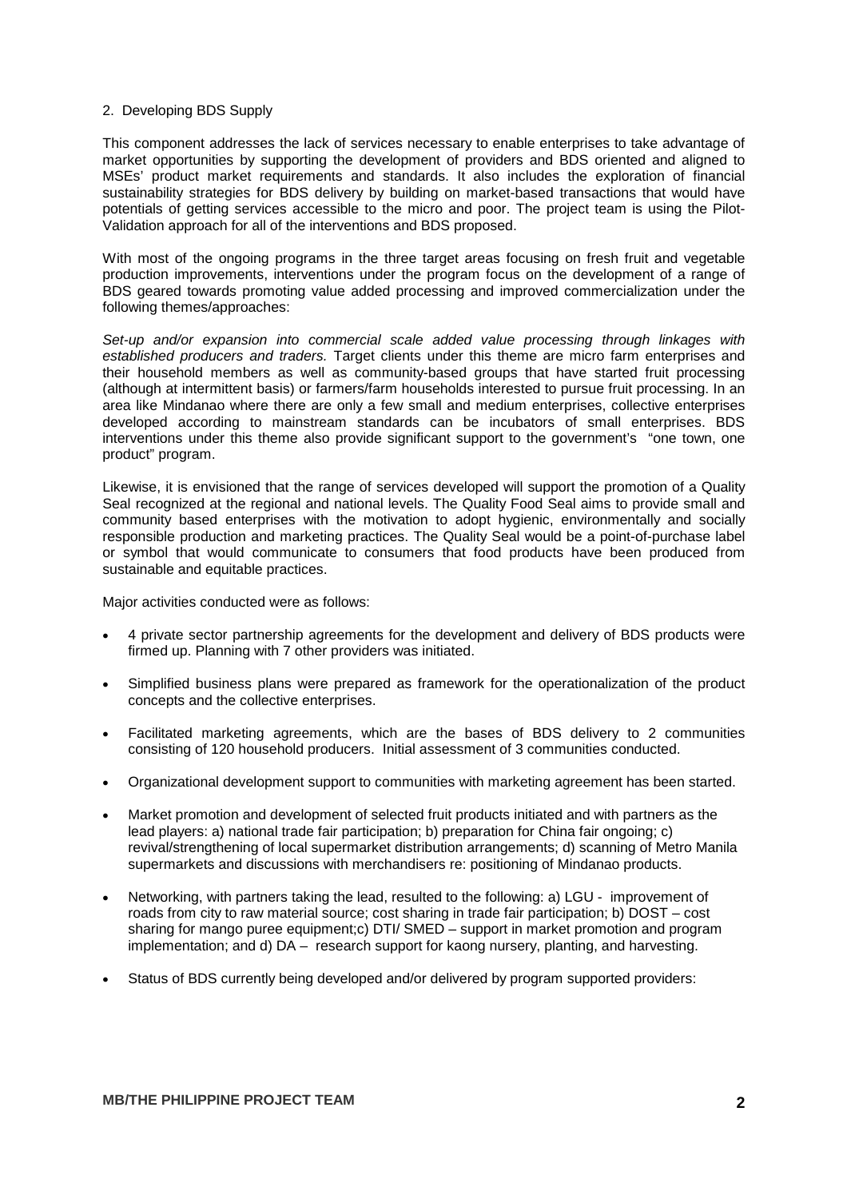## 2. Developing BDS Supply

This component addresses the lack of services necessary to enable enterprises to take advantage of market opportunities by supporting the development of providers and BDS oriented and aligned to MSEs' product market requirements and standards. It also includes the exploration of financial sustainability strategies for BDS delivery by building on market-based transactions that would have potentials of getting services accessible to the micro and poor. The project team is using the Pilot-Validation approach for all of the interventions and BDS proposed.

With most of the ongoing programs in the three target areas focusing on fresh fruit and vegetable production improvements, interventions under the program focus on the development of a range of BDS geared towards promoting value added processing and improved commercialization under the following themes/approaches:

*Set-up and/or expansion into commercial scale added value processing through linkages with established producers and traders.* Target clients under this theme are micro farm enterprises and their household members as well as community-based groups that have started fruit processing (although at intermittent basis) or farmers/farm households interested to pursue fruit processing. In an area like Mindanao where there are only a few small and medium enterprises, collective enterprises developed according to mainstream standards can be incubators of small enterprises. BDS interventions under this theme also provide significant support to the government's "one town, one product" program.

Likewise, it is envisioned that the range of services developed will support the promotion of a Quality Seal recognized at the regional and national levels. The Quality Food Seal aims to provide small and community based enterprises with the motivation to adopt hygienic, environmentally and socially responsible production and marketing practices. The Quality Seal would be a point-of-purchase label or symbol that would communicate to consumers that food products have been produced from sustainable and equitable practices.

Major activities conducted were as follows:

- 4 private sector partnership agreements for the development and delivery of BDS products were firmed up. Planning with 7 other providers was initiated.
- Simplified business plans were prepared as framework for the operationalization of the product concepts and the collective enterprises.
- Facilitated marketing agreements, which are the bases of BDS delivery to 2 communities consisting of 120 household producers. Initial assessment of 3 communities conducted.
- Organizational development support to communities with marketing agreement has been started.
- Market promotion and development of selected fruit products initiated and with partners as the lead players: a) national trade fair participation; b) preparation for China fair ongoing; c) revival/strengthening of local supermarket distribution arrangements; d) scanning of Metro Manila supermarkets and discussions with merchandisers re: positioning of Mindanao products.
- Networking, with partners taking the lead, resulted to the following: a) LGU - improvement of roads from city to raw material source; cost sharing in trade fair participation; b) DOST – cost sharing for mango puree equipment;c) DTI/ SMED – support in market promotion and program implementation; and d) DA – research support for kaong nursery, planting, and harvesting.
- Status of BDS currently being developed and/or delivered by program supported providers: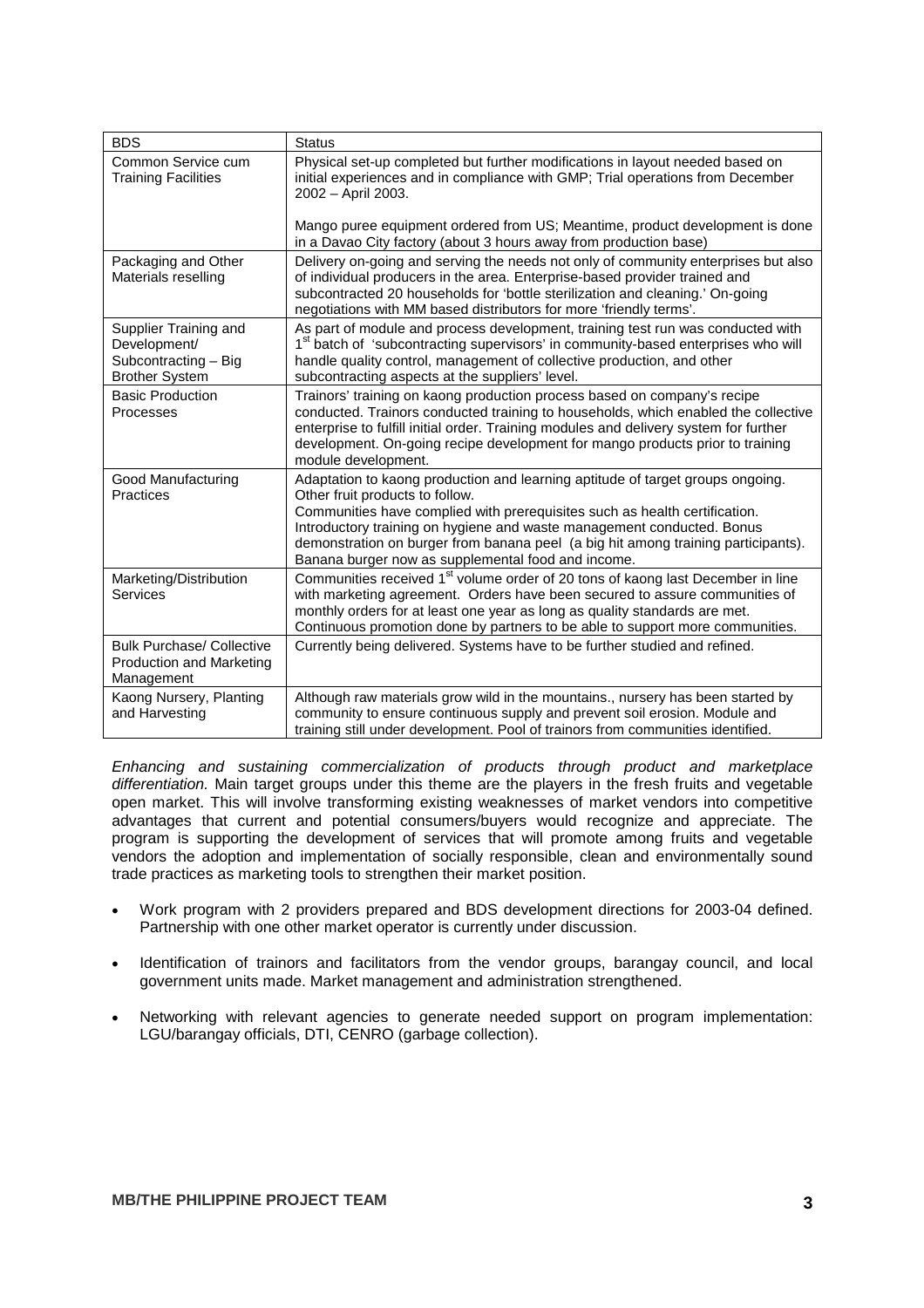| BDS | Status |
|---|---|
| Common Service cum Training Facilities | Physical set-up completed but further modifications in layout needed based on initial experiences and in compliance with GMP; Trial operations from December 2002 – April 2003.<br><br>Mango puree equipment ordered from US; Meantime, product development is done in a Davao City factory (about 3 hours away from production base) |
| Packaging and Other Materials reselling | Delivery on-going and serving the needs not only of community enterprises but also of individual producers in the area. Enterprise-based provider trained and subcontracted 20 households for 'bottle sterilization and cleaning.' On-going negotiations with MM based distributors for more 'friendly terms'. |
| Supplier Training and Development/ Subcontracting – Big Brother System | As part of module and process development, training test run was conducted with 1st batch of 'subcontracting supervisors' in community-based enterprises who will handle quality control, management of collective production, and other subcontracting aspects at the suppliers' level. |
| Basic Production Processes | Trainors' training on kaong production process based on company's recipe conducted. Trainors conducted training to households, which enabled the collective enterprise to fulfill initial order. Training modules and delivery system for further development. On-going recipe development for mango products prior to training module development. |
| Good Manufacturing Practices | Adaptation to kaong production and learning aptitude of target groups ongoing. Other fruit products to follow.<br>Communities have complied with prerequisites such as health certification. Introductory training on hygiene and waste management conducted. Bonus demonstration on burger from banana peel (a big hit among training participants). Banana burger now as supplemental food and income. |
| Marketing/Distribution Services | Communities received 1st volume order of 20 tons of kaong last December in line with marketing agreement. Orders have been secured to assure communities of monthly orders for at least one year as long as quality standards are met. Continuous promotion done by partners to be able to support more communities. |
| Bulk Purchase/ Collective Production and Marketing Management | Currently being delivered. Systems have to be further studied and refined. |
| Kaong Nursery, Planting and Harvesting | Although raw materials grow wild in the mountains., nursery has been started by community to ensure continuous supply and prevent soil erosion. Module and training still under development. Pool of trainors from communities identified. |

*Enhancing and sustaining commercialization of products through product and marketplace differentiation.* Main target groups under this theme are the players in the fresh fruits and vegetable open market. This will involve transforming existing weaknesses of market vendors into competitive advantages that current and potential consumers/buyers would recognize and appreciate. The program is supporting the development of services that will promote among fruits and vegetable vendors the adoption and implementation of socially responsible, clean and environmentally sound trade practices as marketing tools to strengthen their market position.

- Work program with 2 providers prepared and BDS development directions for 2003-04 defined. Partnership with one other market operator is currently under discussion.
- Identification of trainors and facilitators from the vendor groups, barangay council, and local government units made. Market management and administration strengthened.
- Networking with relevant agencies to generate needed support on program implementation: LGU/barangay officials, DTI, CENRO (garbage collection).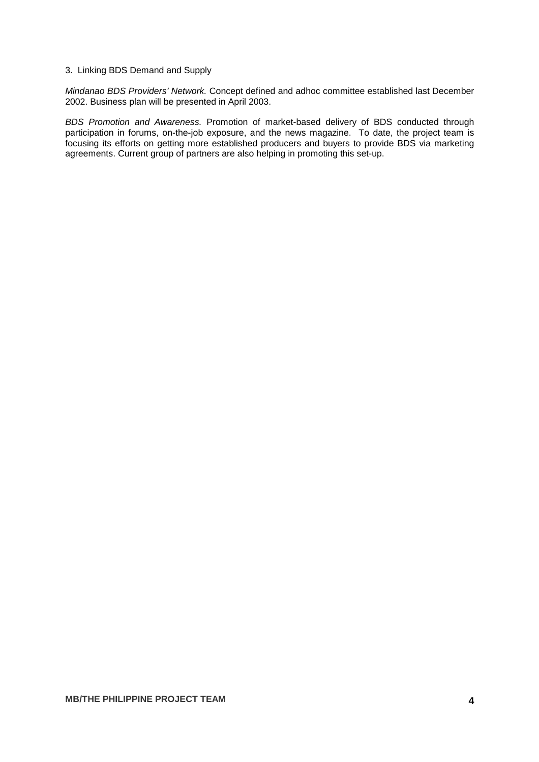3. Linking BDS Demand and Supply

*Mindanao BDS Providers' Network.* Concept defined and adhoc committee established last December 2002. Business plan will be presented in April 2003.

*BDS Promotion and Awareness.* Promotion of market-based delivery of BDS conducted through participation in forums, on-the-job exposure, and the news magazine. To date, the project team is focusing its efforts on getting more established producers and buyers to provide BDS via marketing agreements. Current group of partners are also helping in promoting this set-up.